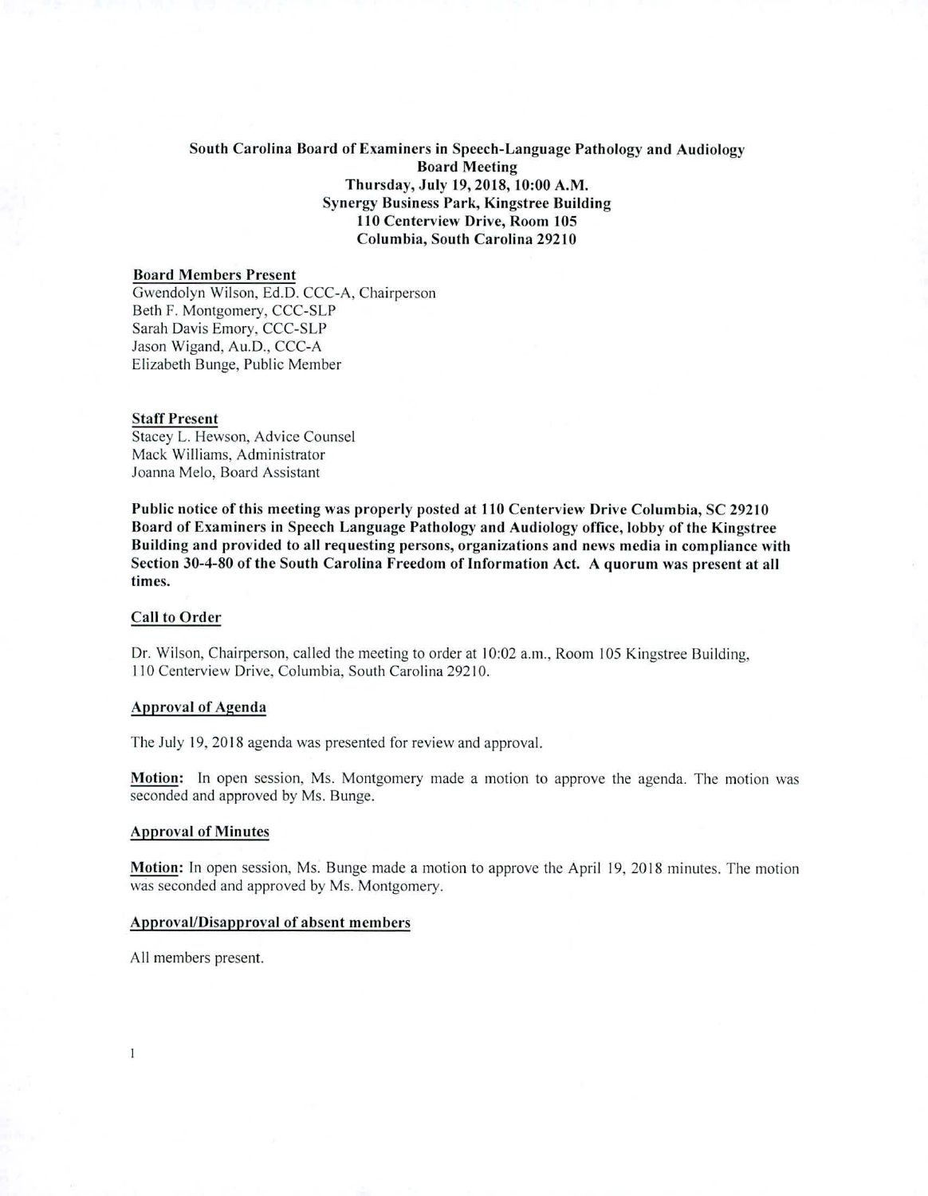**South Carolina Board of Examiners in Speech-Language Pathology and Audiology**
**Board Meeting**
**Thursday, July 19, 2018, 10:00 A.M.**
**Synergy Business Park, Kingstree Building**
**110 Centerview Drive, Room 105**
**Columbia, South Carolina 29210**

**Board Members Present**

Gwendolyn Wilson, Ed.D. CCC-A, Chairperson
Beth F. Montgomery, CCC-SLP
Sarah Davis Emory, CCC-SLP
Jason Wigand, Au.D., CCC-A
Elizabeth Bunge, Public Member

**Staff Present**

Stacey L. Hewson, Advice Counsel
Mack Williams, Administrator
Joanna Melo, Board Assistant

**Public notice of this meeting was properly posted at 110 Centerview Drive Columbia, SC 29210 Board of Examiners in Speech Language Pathology and Audiology office, lobby of the Kingstree Building and provided to all requesting persons, organizations and news media in compliance with Section 30-4-80 of the South Carolina Freedom of Information Act. A quorum was present at all times.**

**Call to Order**

Dr. Wilson, Chairperson, called the meeting to order at 10:02 a.m., Room 105 Kingstree Building, 110 Centerview Drive, Columbia, South Carolina 29210.

**Approval of Agenda**

The July 19, 2018 agenda was presented for review and approval.

**Motion:** In open session, Ms. Montgomery made a motion to approve the agenda. The motion was seconded and approved by Ms. Bunge.

**Approval of Minutes**

**Motion:** In open session, Ms. Bunge made a motion to approve the April 19, 2018 minutes. The motion was seconded and approved by Ms. Montgomery.

**Approval/Disapproval of absent members**

All members present.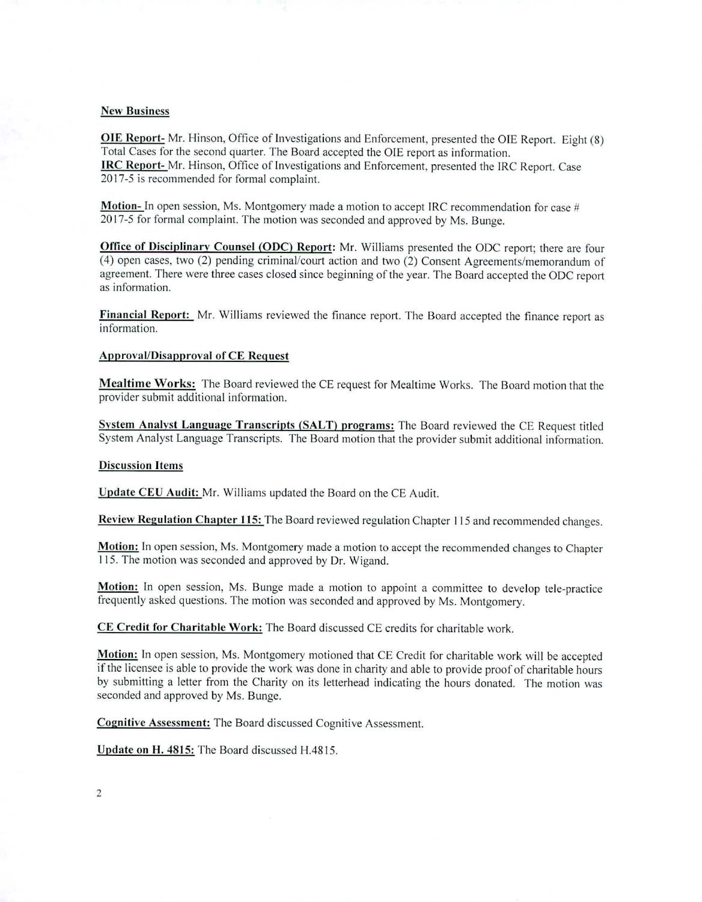**New Business**

**OIE Report-** Mr. Hinson, Office of Investigations and Enforcement, presented the OIE Report. Eight (8) Total Cases for the second quarter. The Board accepted the OIE report as information.
**IRC Report-** Mr. Hinson, Office of Investigations and Enforcement, presented the IRC Report. Case 2017-5 is recommended for formal complaint.

**Motion-** In open session, Ms. Montgomery made a motion to accept IRC recommendation for case # 2017-5 for formal complaint. The motion was seconded and approved by Ms. Bunge.

**Office of Disciplinary Counsel (ODC) Report:** Mr. Williams presented the ODC report; there are four (4) open cases, two (2) pending criminal/court action and two (2) Consent Agreements/memorandum of agreement. There were three cases closed since beginning of the year. The Board accepted the ODC report as information.

**Financial Report:** Mr. Williams reviewed the finance report. The Board accepted the finance report as information.

**Approval/Disapproval of CE Request**

**Mealtime Works:** The Board reviewed the CE request for Mealtime Works. The Board motion that the provider submit additional information.

**System Analyst Language Transcripts (SALT) programs:** The Board reviewed the CE Request titled System Analyst Language Transcripts. The Board motion that the provider submit additional information.

**Discussion Items**

**Update CEU Audit:** Mr. Williams updated the Board on the CE Audit.

**Review Regulation Chapter 115:** The Board reviewed regulation Chapter 115 and recommended changes.

**Motion:** In open session, Ms. Montgomery made a motion to accept the recommended changes to Chapter 115. The motion was seconded and approved by Dr. Wigand.

**Motion:** In open session, Ms. Bunge made a motion to appoint a committee to develop tele-practice frequently asked questions. The motion was seconded and approved by Ms. Montgomery.

**CE Credit for Charitable Work:** The Board discussed CE credits for charitable work.

**Motion:** In open session, Ms. Montgomery motioned that CE Credit for charitable work will be accepted if the licensee is able to provide the work was done in charity and able to provide proof of charitable hours by submitting a letter from the Charity on its letterhead indicating the hours donated. The motion was seconded and approved by Ms. Bunge.

**Cognitive Assessment:** The Board discussed Cognitive Assessment.

**Update on H. 4815:** The Board discussed H.4815.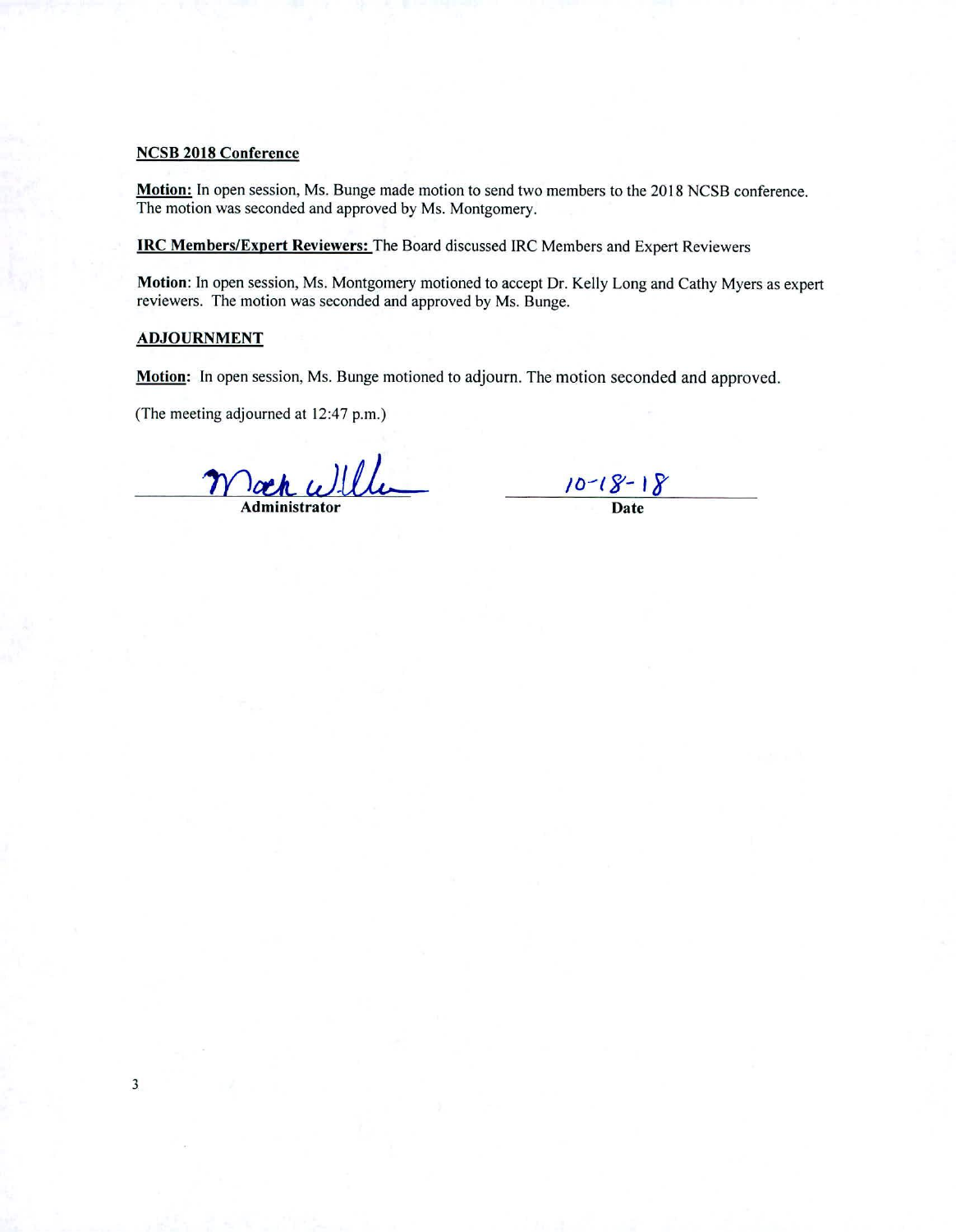**NCSB 2018 Conference**

**Motion:** In open session, Ms. Bunge made motion to send two members to the 2018 NCSB conference. The motion was seconded and approved by Ms. Montgomery.

**IRC Members/Expert Reviewers:** The Board discussed IRC Members and Expert Reviewers

**Motion**: In open session, Ms. Montgomery motioned to accept Dr. Kelly Long and Cathy Myers as expert reviewers. The motion was seconded and approved by Ms. Bunge.

**ADJOURNMENT**

**Motion:** In open session, Ms. Bunge motioned to adjourn. The motion seconded and approved.

(The meeting adjourned at 12:47 p.m.)

Mack Wille
**Administrator**

10-18-18
**Date**